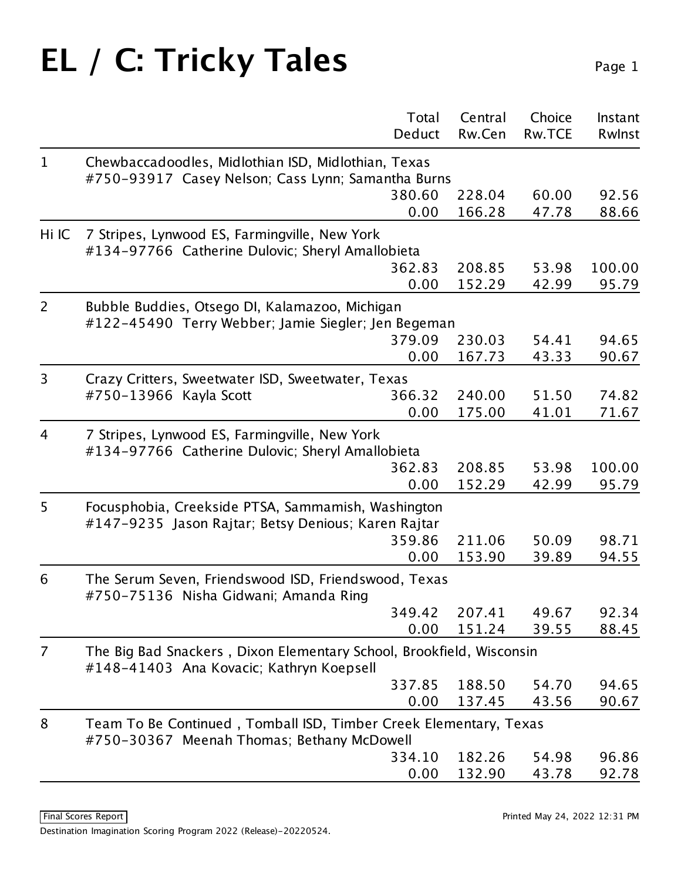# EL / C: Tricky Tales

| | | Total Deduct | Central Rw.Cen | Choice Rw.TCE | Instant RwInst |
|---|---|---|---|---|---|
| 1 | Chewbaccadoodles, Midlothian ISD, Midlothian, Texas #750-93917 Casey Nelson; Cass Lynn; Samantha Burns | 380.60 | 228.04 | 60.00 | 92.56 |
| | | 0.00 | 166.28 | 47.78 | 88.66 |
| Hi IC | 7 Stripes, Lynwood ES, Farmingville, New York #134-97766 Catherine Dulovic; Sheryl Amallobieta | 362.83 | 208.85 | 53.98 | 100.00 |
| | | 0.00 | 152.29 | 42.99 | 95.79 |
| 2 | Bubble Buddies, Otsego DI, Kalamazoo, Michigan #122-45490 Terry Webber; Jamie Siegler; Jen Begeman | 379.09 | 230.03 | 54.41 | 94.65 |
| | | 0.00 | 167.73 | 43.33 | 90.67 |
| 3 | Crazy Critters, Sweetwater ISD, Sweetwater, Texas #750-13966 Kayla Scott | 366.32 | 240.00 | 51.50 | 74.82 |
| | | 0.00 | 175.00 | 41.01 | 71.67 |
| 4 | 7 Stripes, Lynwood ES, Farmingville, New York #134-97766 Catherine Dulovic; Sheryl Amallobieta | 362.83 | 208.85 | 53.98 | 100.00 |
| | | 0.00 | 152.29 | 42.99 | 95.79 |
| 5 | Focusphobia, Creekside PTSA, Sammamish, Washington #147-9235 Jason Rajtar; Betsy Denious; Karen Rajtar | 359.86 | 211.06 | 50.09 | 98.71 |
| | | 0.00 | 153.90 | 39.89 | 94.55 |
| 6 | The Serum Seven, Friendswood ISD, Friendswood, Texas #750-75136 Nisha Gidwani; Amanda Ring | 349.42 | 207.41 | 49.67 | 92.34 |
| | | 0.00 | 151.24 | 39.55 | 88.45 |
| 7 | The Big Bad Snackers , Dixon Elementary School, Brookfield, Wisconsin #148-41403 Ana Kovacic; Kathryn Koepsell | 337.85 | 188.50 | 54.70 | 94.65 |
| | | 0.00 | 137.45 | 43.56 | 90.67 |
| 8 | Team To Be Continued , Tomball ISD, Timber Creek Elementary, Texas #750-30367 Meenah Thomas; Bethany McDowell | 334.10 | 182.26 | 54.98 | 96.86 |
| | | 0.00 | 132.90 | 43.78 | 92.78 |

Final Scores Report

Printed May 24, 2022 12:31 PM

Destination Imagination Scoring Program 2022 (Release)-20220524.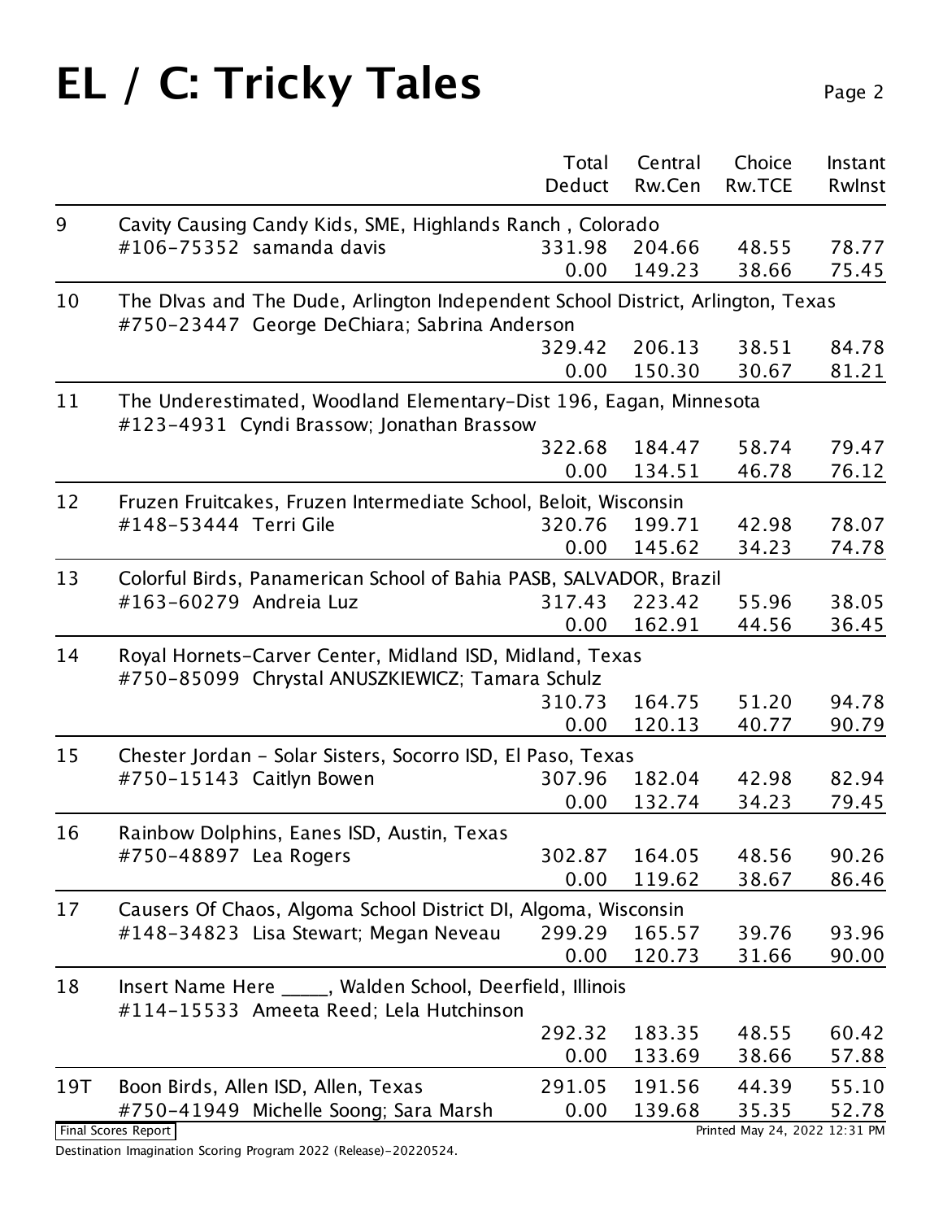# EL / C: Tricky Tales

| | | Total Deduct | Central Rw.Cen | Choice Rw.TCE | Instant RwInst |
|---|---|---|---|---|---|
| 9 | Cavity Causing Candy Kids, SME, Highlands Ranch , Colorado | | | | |
| | #106-75352 samanda davis | 331.98 | 204.66 | 48.55 | 78.77 |
| | | 0.00 | 149.23 | 38.66 | 75.45 |
| 10 | The DIvas and The Dude, Arlington Independent School District, Arlington, Texas | | | | |
| | #750-23447 George DeChiara; Sabrina Anderson | 329.42 | 206.13 | 38.51 | 84.78 |
| | | 0.00 | 150.30 | 30.67 | 81.21 |
| 11 | The Underestimated, Woodland Elementary-Dist 196, Eagan, Minnesota | | | | |
| | #123-4931 Cyndi Brassow; Jonathan Brassow | 322.68 | 184.47 | 58.74 | 79.47 |
| | | 0.00 | 134.51 | 46.78 | 76.12 |
| 12 | Fruzen Fruitcakes, Fruzen Intermediate School, Beloit, Wisconsin | | | | |
| | #148-53444 Terri Gile | 320.76 | 199.71 | 42.98 | 78.07 |
| | | 0.00 | 145.62 | 34.23 | 74.78 |
| 13 | Colorful Birds, Panamerican School of Bahia PASB, SALVADOR, Brazil | | | | |
| | #163-60279 Andreia Luz | 317.43 | 223.42 | 55.96 | 38.05 |
| | | 0.00 | 162.91 | 44.56 | 36.45 |
| 14 | Royal Hornets-Carver Center, Midland ISD, Midland, Texas | | | | |
| | #750-85099 Chrystal ANUSZKIEWICZ; Tamara Schulz | 310.73 | 164.75 | 51.20 | 94.78 |
| | | 0.00 | 120.13 | 40.77 | 90.79 |
| 15 | Chester Jordan - Solar Sisters, Socorro ISD, El Paso, Texas | | | | |
| | #750-15143 Caitlyn Bowen | 307.96 | 182.04 | 42.98 | 82.94 |
| | | 0.00 | 132.74 | 34.23 | 79.45 |
| 16 | Rainbow Dolphins, Eanes ISD, Austin, Texas | | | | |
| | #750-48897 Lea Rogers | 302.87 | 164.05 | 48.56 | 90.26 |
| | | 0.00 | 119.62 | 38.67 | 86.46 |
| 17 | Causers Of Chaos, Algoma School District DI, Algoma, Wisconsin | | | | |
| | #148-34823 Lisa Stewart; Megan Neveau | 299.29 | 165.57 | 39.76 | 93.96 |
| | | 0.00 | 120.73 | 31.66 | 90.00 |
| 18 | Insert Name Here _____, Walden School, Deerfield, Illinois | | | | |
| | #114-15533 Ameeta Reed; Lela Hutchinson | 292.32 | 183.35 | 48.55 | 60.42 |
| | | 0.00 | 133.69 | 38.66 | 57.88 |
| 19T | Boon Birds, Allen ISD, Allen, Texas | 291.05 | 191.56 | 44.39 | 55.10 |
| | #750-41949 Michelle Soong; Sara Marsh | 0.00 | 139.68 | 35.35 | 52.78 |

Final Scores Report

Printed May 24, 2022 12:31 PM

Destination Imagination Scoring Program 2022 (Release)-20220524.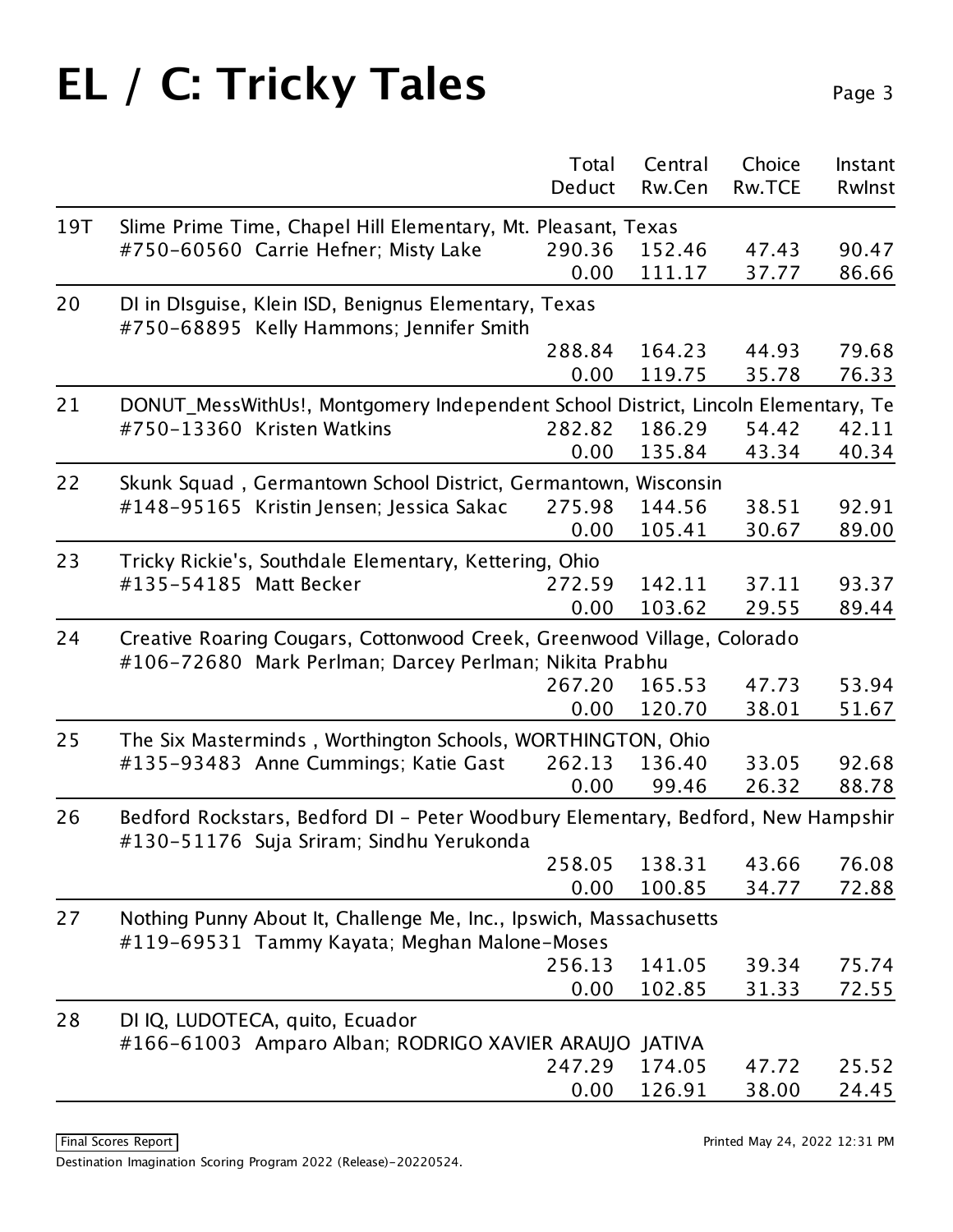# EL / C: Tricky Tales

| Rank | Team | Total Deduct | Central Rw.Cen | Choice Rw.TCE | Instant RwInst |
|---|---|---|---|---|---|
| 19T | Slime Prime Time, Chapel Hill Elementary, Mt. Pleasant, Texas<br>#750-60560 Carrie Hefner; Misty Lake | 290.36<br>0.00 | 152.46<br>111.17 | 47.43<br>37.77 | 90.47<br>86.66 |
| 20 | DI in DIsguise, Klein ISD, Benignus Elementary, Texas<br>#750-68895 Kelly Hammons; Jennifer Smith | 288.84<br>0.00 | 164.23<br>119.75 | 44.93<br>35.78 | 79.68<br>76.33 |
| 21 | DONUT_MessWithUs!, Montgomery Independent School District, Lincoln Elementary, Te<br>#750-13360 Kristen Watkins | 282.82<br>0.00 | 186.29<br>135.84 | 54.42<br>43.34 | 42.11<br>40.34 |
| 22 | Skunk Squad , Germantown School District, Germantown, Wisconsin<br>#148-95165 Kristin Jensen; Jessica Sakac | 275.98<br>0.00 | 144.56<br>105.41 | 38.51<br>30.67 | 92.91<br>89.00 |
| 23 | Tricky Rickie's, Southdale Elementary, Kettering, Ohio<br>#135-54185 Matt Becker | 272.59<br>0.00 | 142.11<br>103.62 | 37.11<br>29.55 | 93.37<br>89.44 |
| 24 | Creative Roaring Cougars, Cottonwood Creek, Greenwood Village, Colorado<br>#106-72680 Mark Perlman; Darcey Perlman; Nikita Prabhu | 267.20<br>0.00 | 165.53<br>120.70 | 47.73<br>38.01 | 53.94<br>51.67 |
| 25 | The Six Masterminds , Worthington Schools, WORTHINGTON, Ohio<br>#135-93483 Anne Cummings; Katie Gast | 262.13<br>0.00 | 136.40<br>99.46 | 33.05<br>26.32 | 92.68<br>88.78 |
| 26 | Bedford Rockstars, Bedford DI - Peter Woodbury Elementary, Bedford, New Hampshir<br>#130-51176 Suja Sriram; Sindhu Yerukonda | 258.05<br>0.00 | 138.31<br>100.85 | 43.66<br>34.77 | 76.08<br>72.88 |
| 27 | Nothing Punny About It, Challenge Me, Inc., Ipswich, Massachusetts<br>#119-69531 Tammy Kayata; Meghan Malone-Moses | 256.13<br>0.00 | 141.05<br>102.85 | 39.34<br>31.33 | 75.74<br>72.55 |
| 28 | DI IQ, LUDOTECA, quito, Ecuador<br>#166-61003 Amparo Alban; RODRIGO XAVIER ARAUJO JATIVA | 247.29<br>0.00 | 174.05<br>126.91 | 47.72<br>38.00 | 25.52<br>24.45 |

Final Scores Report

Printed May 24, 2022 12:31 PM

Destination Imagination Scoring Program 2022 (Release)-20220524.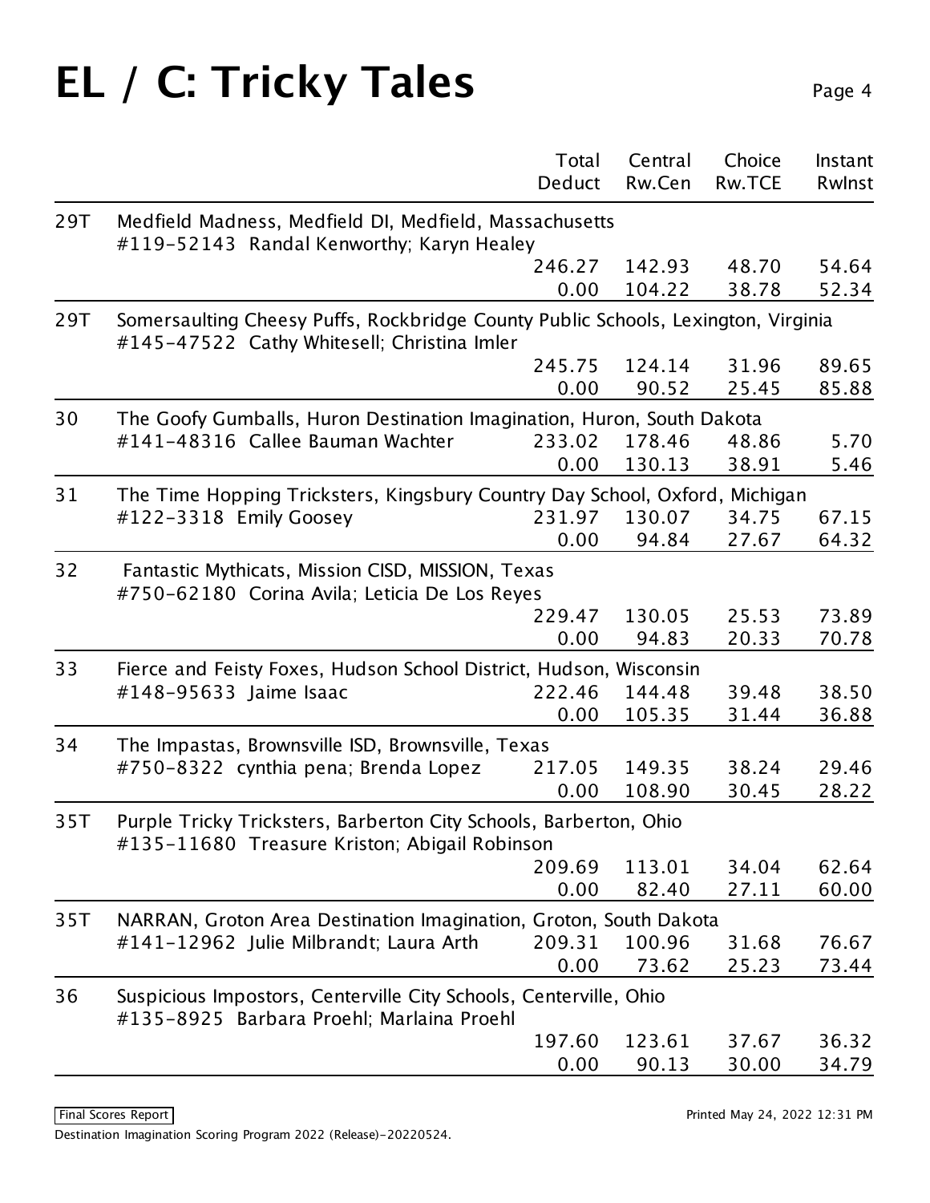# EL / C: Tricky Tales

| | | Total Deduct | Central Rw.Cen | Choice Rw.TCE | Instant RwInst |
|---|---|---|---|---|---|
| 29T | Medfield Madness, Medfield DI, Medfield, Massachusetts<br>#119-52143 Randal Kenworthy; Karyn Healey | 246.27<br>0.00 | 142.93<br>104.22 | 48.70<br>38.78 | 54.64<br>52.34 |
| 29T | Somersaulting Cheesy Puffs, Rockbridge County Public Schools, Lexington, Virginia<br>#145-47522 Cathy Whitesell; Christina Imler | 245.75<br>0.00 | 124.14<br>90.52 | 31.96<br>25.45 | 89.65<br>85.88 |
| 30 | The Goofy Gumballs, Huron Destination Imagination, Huron, South Dakota<br>#141-48316 Callee Bauman Wachter | 233.02<br>0.00 | 178.46<br>130.13 | 48.86<br>38.91 | 5.70<br>5.46 |
| 31 | The Time Hopping Tricksters, Kingsbury Country Day School, Oxford, Michigan<br>#122-3318 Emily Goosey | 231.97<br>0.00 | 130.07<br>94.84 | 34.75<br>27.67 | 67.15<br>64.32 |
| 32 | Fantastic Mythicats, Mission CISD, MISSION, Texas<br>#750-62180 Corina Avila; Leticia De Los Reyes | 229.47<br>0.00 | 130.05<br>94.83 | 25.53<br>20.33 | 73.89<br>70.78 |
| 33 | Fierce and Feisty Foxes, Hudson School District, Hudson, Wisconsin<br>#148-95633 Jaime Isaac | 222.46<br>0.00 | 144.48<br>105.35 | 39.48<br>31.44 | 38.50<br>36.88 |
| 34 | The Impastas, Brownsville ISD, Brownsville, Texas<br>#750-8322 cynthia pena; Brenda Lopez | 217.05<br>0.00 | 149.35<br>108.90 | 38.24<br>30.45 | 29.46<br>28.22 |
| 35T | Purple Tricky Tricksters, Barberton City Schools, Barberton, Ohio<br>#135-11680 Treasure Kriston; Abigail Robinson | 209.69<br>0.00 | 113.01<br>82.40 | 34.04<br>27.11 | 62.64<br>60.00 |
| 35T | NARRAN, Groton Area Destination Imagination, Groton, South Dakota<br>#141-12962 Julie Milbrandt; Laura Arth | 209.31<br>0.00 | 100.96<br>73.62 | 31.68<br>25.23 | 76.67<br>73.44 |
| 36 | Suspicious Impostors, Centerville City Schools, Centerville, Ohio<br>#135-8925 Barbara Proehl; Marlaina Proehl | 197.60<br>0.00 | 123.61<br>90.13 | 37.67<br>30.00 | 36.32<br>34.79 |

Final Scores Report

Printed May 24, 2022 12:31 PM

Destination Imagination Scoring Program 2022 (Release)-20220524.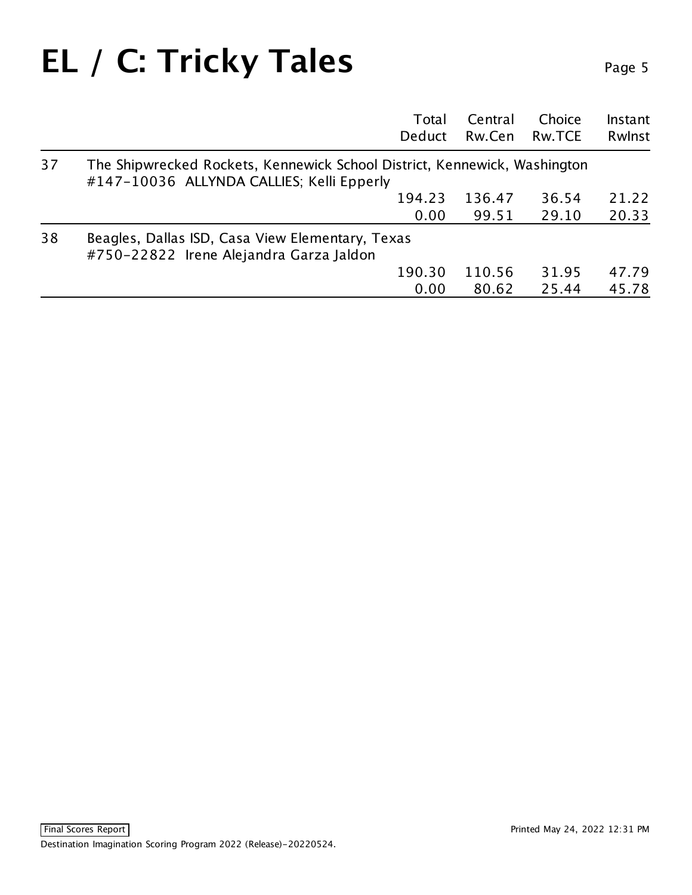# EL / C: Tricky Tales

| | | Total Deduct | Central Rw.Cen | Choice Rw.TCE | Instant RwInst |
|---|---|---|---|---|---|
| 37 | The Shipwrecked Rockets, Kennewick School District, Kennewick, Washington #147-10036 ALLYNDA CALLIES; Kelli Epperly | | | | |
| | | 194.23 | 136.47 | 36.54 | 21.22 |
| | | 0.00 | 99.51 | 29.10 | 20.33 |
| 38 | Beagles, Dallas ISD, Casa View Elementary, Texas #750-22822 Irene Alejandra Garza Jaldon | | | | |
| | | 190.30 | 110.56 | 31.95 | 47.79 |
| | | 0.00 | 80.62 | 25.44 | 45.78 |

Final Scores Report

Printed May 24, 2022 12:31 PM

Destination Imagination Scoring Program 2022 (Release)-20220524.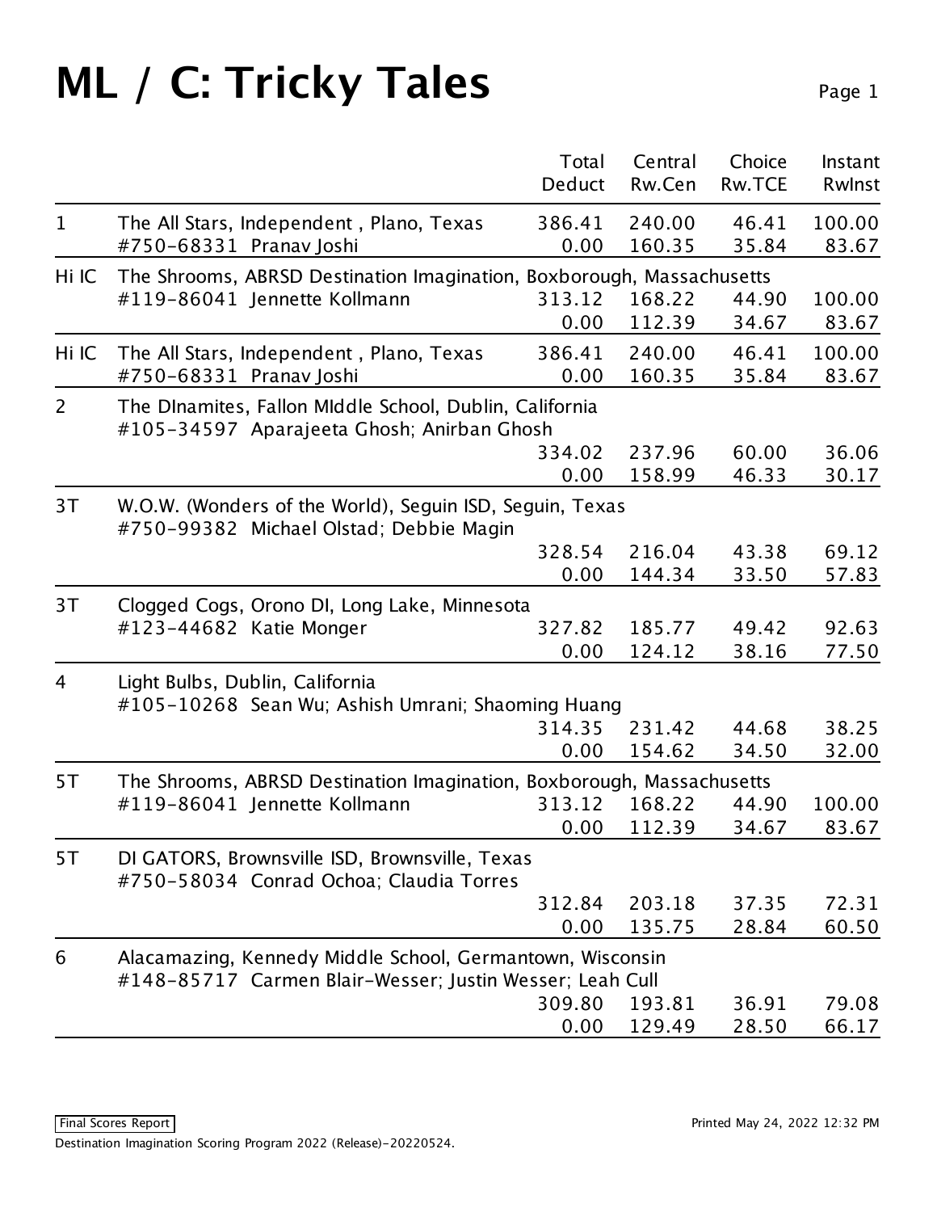# ML / C: Tricky Tales

| | | Total Deduct | Central Rw.Cen | Choice Rw.TCE | Instant RwInst |
|---|---|---|---|---|---|
| 1 | The All Stars, Independent , Plano, Texas<br>#750-68331 Pranav Joshi | 386.41<br>0.00 | 240.00<br>160.35 | 46.41<br>35.84 | 100.00<br>83.67 |
| Hi IC | The Shrooms, ABRSD Destination Imagination, Boxborough, Massachusetts<br>#119-86041 Jennette Kollmann | 313.12<br>0.00 | 168.22<br>112.39 | 44.90<br>34.67 | 100.00<br>83.67 |
| Hi IC | The All Stars, Independent , Plano, Texas<br>#750-68331 Pranav Joshi | 386.41<br>0.00 | 240.00<br>160.35 | 46.41<br>35.84 | 100.00<br>83.67 |
| 2 | The DInamites, Fallon MIddle School, Dublin, California<br>#105-34597 Aparajeeta Ghosh; Anirban Ghosh | 334.02<br>0.00 | 237.96<br>158.99 | 60.00<br>46.33 | 36.06<br>30.17 |
| 3T | W.O.W. (Wonders of the World), Seguin ISD, Seguin, Texas<br>#750-99382 Michael Olstad; Debbie Magin | 328.54<br>0.00 | 216.04<br>144.34 | 43.38<br>33.50 | 69.12<br>57.83 |
| 3T | Clogged Cogs, Orono DI, Long Lake, Minnesota<br>#123-44682 Katie Monger | 327.82<br>0.00 | 185.77<br>124.12 | 49.42<br>38.16 | 92.63<br>77.50 |
| 4 | Light Bulbs, Dublin, California<br>#105-10268 Sean Wu; Ashish Umrani; Shaoming Huang | 314.35<br>0.00 | 231.42<br>154.62 | 44.68<br>34.50 | 38.25<br>32.00 |
| 5T | The Shrooms, ABRSD Destination Imagination, Boxborough, Massachusetts<br>#119-86041 Jennette Kollmann | 313.12<br>0.00 | 168.22<br>112.39 | 44.90<br>34.67 | 100.00<br>83.67 |
| 5T | DI GATORS, Brownsville ISD, Brownsville, Texas<br>#750-58034 Conrad Ochoa; Claudia Torres | 312.84<br>0.00 | 203.18<br>135.75 | 37.35<br>28.84 | 72.31<br>60.50 |
| 6 | Alacamazing, Kennedy Middle School, Germantown, Wisconsin<br>#148-85717 Carmen Blair-Wesser; Justin Wesser; Leah Cull | 309.80<br>0.00 | 193.81<br>129.49 | 36.91<br>28.50 | 79.08<br>66.17 |

Final Scores Report

Printed May 24, 2022 12:32 PM

Destination Imagination Scoring Program 2022 (Release)-20220524.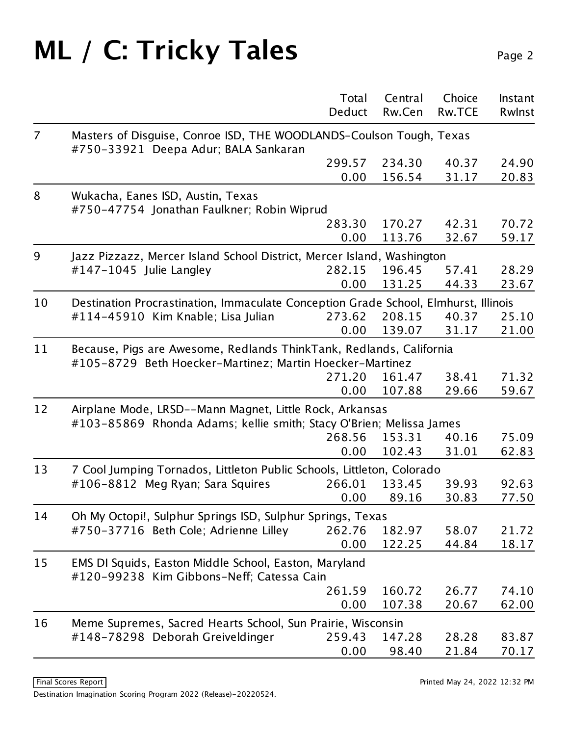# ML / C: Tricky Tales

| | | Total Deduct | Central Rw.Cen | Choice Rw.TCE | Instant RwInst |
|---|---|---|---|---|---|
| 7 | Masters of Disguise, Conroe ISD, THE WOODLANDS-Coulson Tough, Texas<br>#750-33921 Deepa Adur; BALA Sankaran | 299.57<br>0.00 | 234.30<br>156.54 | 40.37<br>31.17 | 24.90<br>20.83 |
| 8 | Wukacha, Eanes ISD, Austin, Texas<br>#750-47754 Jonathan Faulkner; Robin Wiprud | 283.30<br>0.00 | 170.27<br>113.76 | 42.31<br>32.67 | 70.72<br>59.17 |
| 9 | Jazz Pizzazz, Mercer Island School District, Mercer Island, Washington<br>#147-1045 Julie Langley | 282.15<br>0.00 | 196.45<br>131.25 | 57.41<br>44.33 | 28.29<br>23.67 |
| 10 | Destination Procrastination, Immaculate Conception Grade School, Elmhurst, Illinois<br>#114-45910 Kim Knable; Lisa Julian | 273.62<br>0.00 | 208.15<br>139.07 | 40.37<br>31.17 | 25.10<br>21.00 |
| 11 | Because, Pigs are Awesome, Redlands ThinkTank, Redlands, California<br>#105-8729 Beth Hoecker-Martinez; Martin Hoecker-Martinez | 271.20<br>0.00 | 161.47<br>107.88 | 38.41<br>29.66 | 71.32<br>59.67 |
| 12 | Airplane Mode, LRSD--Mann Magnet, Little Rock, Arkansas<br>#103-85869 Rhonda Adams; kellie smith; Stacy O'Brien; Melissa James | 268.56<br>0.00 | 153.31<br>102.43 | 40.16<br>31.01 | 75.09<br>62.83 |
| 13 | 7 Cool Jumping Tornados, Littleton Public Schools, Littleton, Colorado<br>#106-8812 Meg Ryan; Sara Squires | 266.01<br>0.00 | 133.45<br>89.16 | 39.93<br>30.83 | 92.63<br>77.50 |
| 14 | Oh My Octopi!, Sulphur Springs ISD, Sulphur Springs, Texas<br>#750-37716 Beth Cole; Adrienne Lilley | 262.76<br>0.00 | 182.97<br>122.25 | 58.07<br>44.84 | 21.72<br>18.17 |
| 15 | EMS DI Squids, Easton Middle School, Easton, Maryland<br>#120-99238 Kim Gibbons-Neff; Catessa Cain | 261.59<br>0.00 | 160.72<br>107.38 | 26.77<br>20.67 | 74.10<br>62.00 |
| 16 | Meme Supremes, Sacred Hearts School, Sun Prairie, Wisconsin<br>#148-78298 Deborah Greiveldinger | 259.43<br>0.00 | 147.28<br>98.40 | 28.28<br>21.84 | 83.87<br>70.17 |

Final Scores Report

Printed May 24, 2022 12:32 PM

Destination Imagination Scoring Program 2022 (Release)-20220524.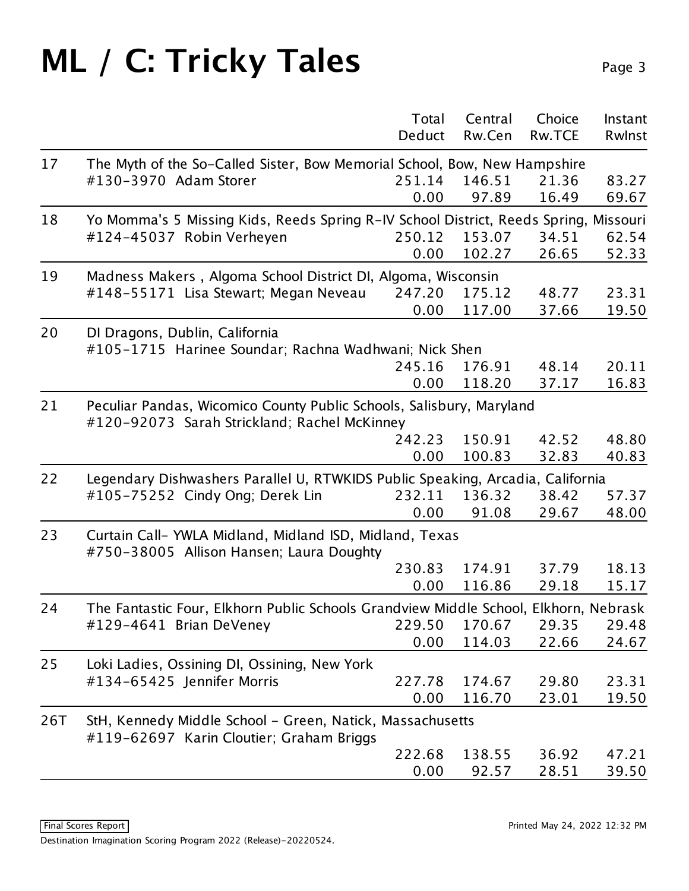# ML / C: Tricky Tales

| | | Total Deduct | Central Rw.Cen | Choice Rw.TCE | Instant RwInst |
|---|---|---|---|---|---|
| 17 | The Myth of the So-Called Sister, Bow Memorial School, Bow, New Hampshire<br>#130-3970 Adam Storer | 251.14<br>0.00 | 146.51<br>97.89 | 21.36<br>16.49 | 83.27<br>69.67 |
| 18 | Yo Momma's 5 Missing Kids, Reeds Spring R-IV School District, Reeds Spring, Missouri<br>#124-45037 Robin Verheyen | 250.12<br>0.00 | 153.07<br>102.27 | 34.51<br>26.65 | 62.54<br>52.33 |
| 19 | Madness Makers , Algoma School District DI, Algoma, Wisconsin<br>#148-55171 Lisa Stewart; Megan Neveau | 247.20<br>0.00 | 175.12<br>117.00 | 48.77<br>37.66 | 23.31<br>19.50 |
| 20 | DI Dragons, Dublin, California<br>#105-1715 Harinee Soundar; Rachna Wadhwani; Nick Shen | 245.16<br>0.00 | 176.91<br>118.20 | 48.14<br>37.17 | 20.11<br>16.83 |
| 21 | Peculiar Pandas, Wicomico County Public Schools, Salisbury, Maryland<br>#120-92073 Sarah Strickland; Rachel McKinney | 242.23<br>0.00 | 150.91<br>100.83 | 42.52<br>32.83 | 48.80<br>40.83 |
| 22 | Legendary Dishwashers Parallel U, RTWKIDS Public Speaking, Arcadia, California<br>#105-75252 Cindy Ong; Derek Lin | 232.11<br>0.00 | 136.32<br>91.08 | 38.42<br>29.67 | 57.37<br>48.00 |
| 23 | Curtain Call- YWLA Midland, Midland ISD, Midland, Texas<br>#750-38005 Allison Hansen; Laura Doughty | 230.83<br>0.00 | 174.91<br>116.86 | 37.79<br>29.18 | 18.13<br>15.17 |
| 24 | The Fantastic Four, Elkhorn Public Schools Grandview Middle School, Elkhorn, Nebrask<br>#129-4641 Brian DeVeney | 229.50<br>0.00 | 170.67<br>114.03 | 29.35<br>22.66 | 29.48<br>24.67 |
| 25 | Loki Ladies, Ossining DI, Ossining, New York<br>#134-65425 Jennifer Morris | 227.78<br>0.00 | 174.67<br>116.70 | 29.80<br>23.01 | 23.31<br>19.50 |
| 26T | StH, Kennedy Middle School - Green, Natick, Massachusetts<br>#119-62697 Karin Cloutier; Graham Briggs | 222.68<br>0.00 | 138.55<br>92.57 | 36.92<br>28.51 | 47.21<br>39.50 |

Final Scores Report

Printed May 24, 2022 12:32 PM

Destination Imagination Scoring Program 2022 (Release)-20220524.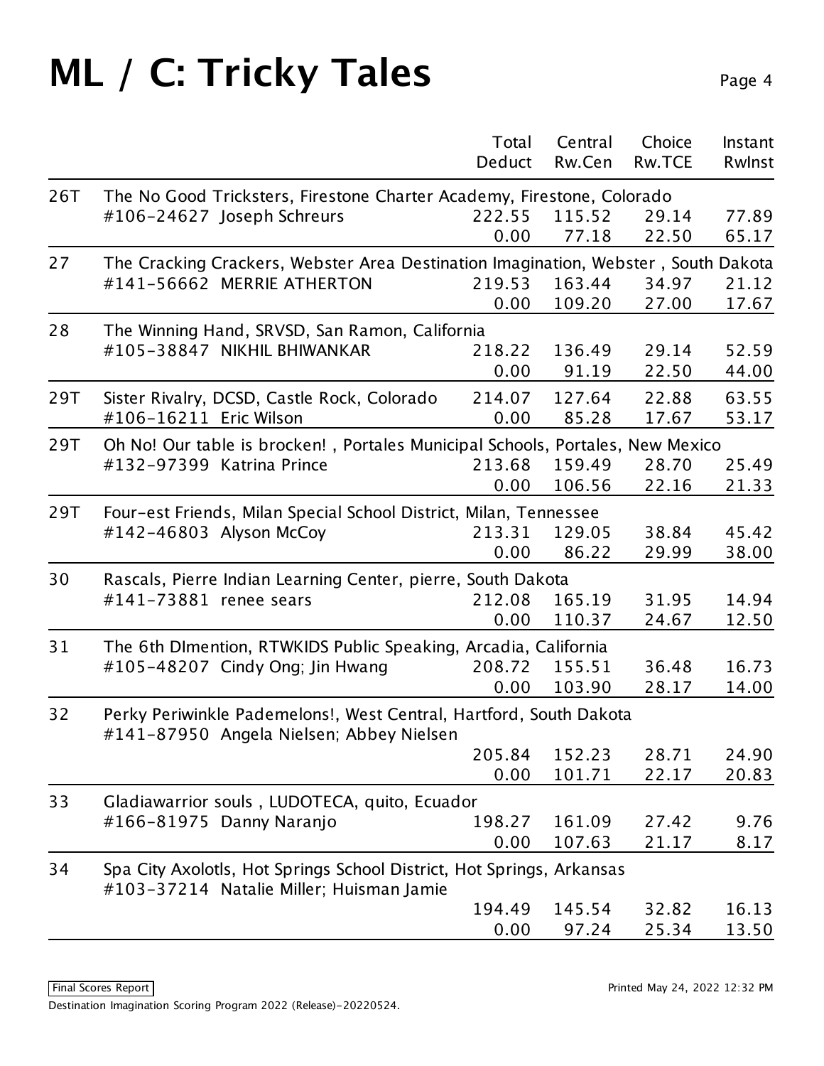# ML / C: Tricky Tales

| Rank | Team | Total Deduct | Central Rw.Cen | Choice Rw.TCE | Instant RwInst |
|---|---|---|---|---|---|
| 26T | The No Good Tricksters, Firestone Charter Academy, Firestone, Colorado<br>#106-24627 Joseph Schreurs | 222.55<br>0.00 | 115.52<br>77.18 | 29.14<br>22.50 | 77.89<br>65.17 |
| 27 | The Cracking Crackers, Webster Area Destination Imagination, Webster , South Dakota<br>#141-56662 MERRIE ATHERTON | 219.53<br>0.00 | 163.44<br>109.20 | 34.97<br>27.00 | 21.12<br>17.67 |
| 28 | The Winning Hand, SRVSD, San Ramon, California<br>#105-38847 NIKHIL BHIWANKAR | 218.22<br>0.00 | 136.49<br>91.19 | 29.14<br>22.50 | 52.59<br>44.00 |
| 29T | Sister Rivalry, DCSD, Castle Rock, Colorado<br>#106-16211 Eric Wilson | 214.07<br>0.00 | 127.64<br>85.28 | 22.88<br>17.67 | 63.55<br>53.17 |
| 29T | Oh No! Our table is brocken! , Portales Municipal Schools, Portales, New Mexico<br>#132-97399 Katrina Prince | 213.68<br>0.00 | 159.49<br>106.56 | 28.70<br>22.16 | 25.49<br>21.33 |
| 29T | Four-est Friends, Milan Special School District, Milan, Tennessee<br>#142-46803 Alyson McCoy | 213.31<br>0.00 | 129.05<br>86.22 | 38.84<br>29.99 | 45.42<br>38.00 |
| 30 | Rascals, Pierre Indian Learning Center, pierre, South Dakota<br>#141-73881 renee sears | 212.08<br>0.00 | 165.19<br>110.37 | 31.95<br>24.67 | 14.94<br>12.50 |
| 31 | The 6th DImention, RTWKIDS Public Speaking, Arcadia, California<br>#105-48207 Cindy Ong; Jin Hwang | 208.72<br>0.00 | 155.51<br>103.90 | 36.48<br>28.17 | 16.73<br>14.00 |
| 32 | Perky Periwinkle Pademelons!, West Central, Hartford, South Dakota<br>#141-87950 Angela Nielsen; Abbey Nielsen | 205.84<br>0.00 | 152.23<br>101.71 | 28.71<br>22.17 | 24.90<br>20.83 |
| 33 | Gladiawarrior souls , LUDOTECA, quito, Ecuador<br>#166-81975 Danny Naranjo | 198.27<br>0.00 | 161.09<br>107.63 | 27.42<br>21.17 | 9.76<br>8.17 |
| 34 | Spa City Axolotls, Hot Springs School District, Hot Springs, Arkansas<br>#103-37214 Natalie Miller; Huisman Jamie | 194.49<br>0.00 | 145.54<br>97.24 | 32.82<br>25.34 | 16.13<br>13.50 |

Final Scores Report

Destination Imagination Scoring Program 2022 (Release)-20220524.

Printed May 24, 2022 12:32 PM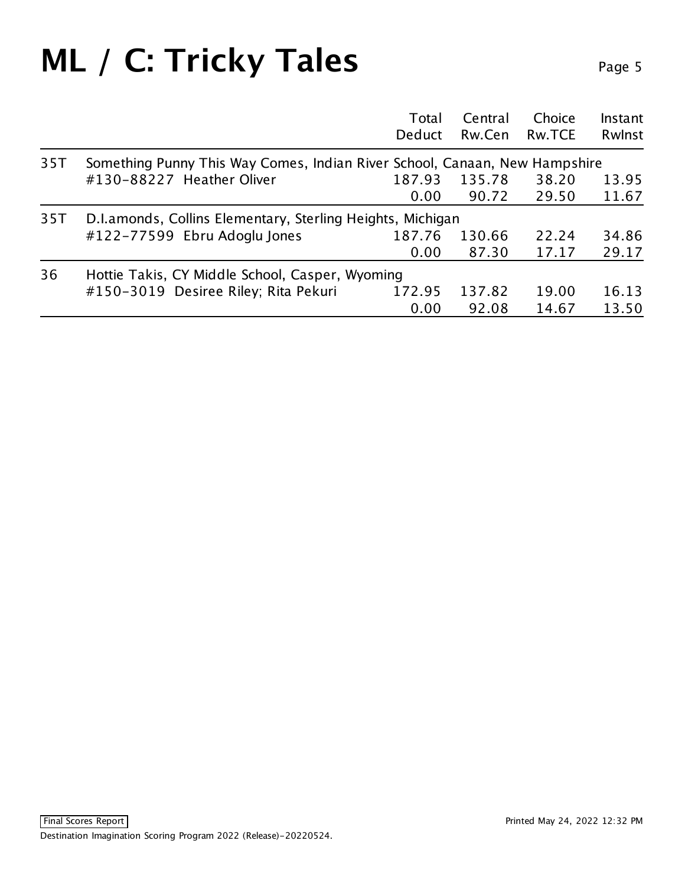# ML / C: Tricky Tales

| | | Total Deduct | Central Rw.Cen | Choice Rw.TCE | Instant RwInst |
|---|---|---|---|---|---|
| 35T | Something Punny This Way Comes, Indian River School, Canaan, New Hampshire | | | | |
| | #130-88227 Heather Oliver | 187.93 | 135.78 | 38.20 | 13.95 |
| | | 0.00 | 90.72 | 29.50 | 11.67 |
| 35T | D.I.amonds, Collins Elementary, Sterling Heights, Michigan | | | | |
| | #122-77599 Ebru Adoglu Jones | 187.76 | 130.66 | 22.24 | 34.86 |
| | | 0.00 | 87.30 | 17.17 | 29.17 |
| 36 | Hottie Takis, CY Middle School, Casper, Wyoming | | | | |
| | #150-3019 Desiree Riley; Rita Pekuri | 172.95 | 137.82 | 19.00 | 16.13 |
| | | 0.00 | 92.08 | 14.67 | 13.50 |

Final Scores Report

Printed May 24, 2022 12:32 PM

Destination Imagination Scoring Program 2022 (Release)-20220524.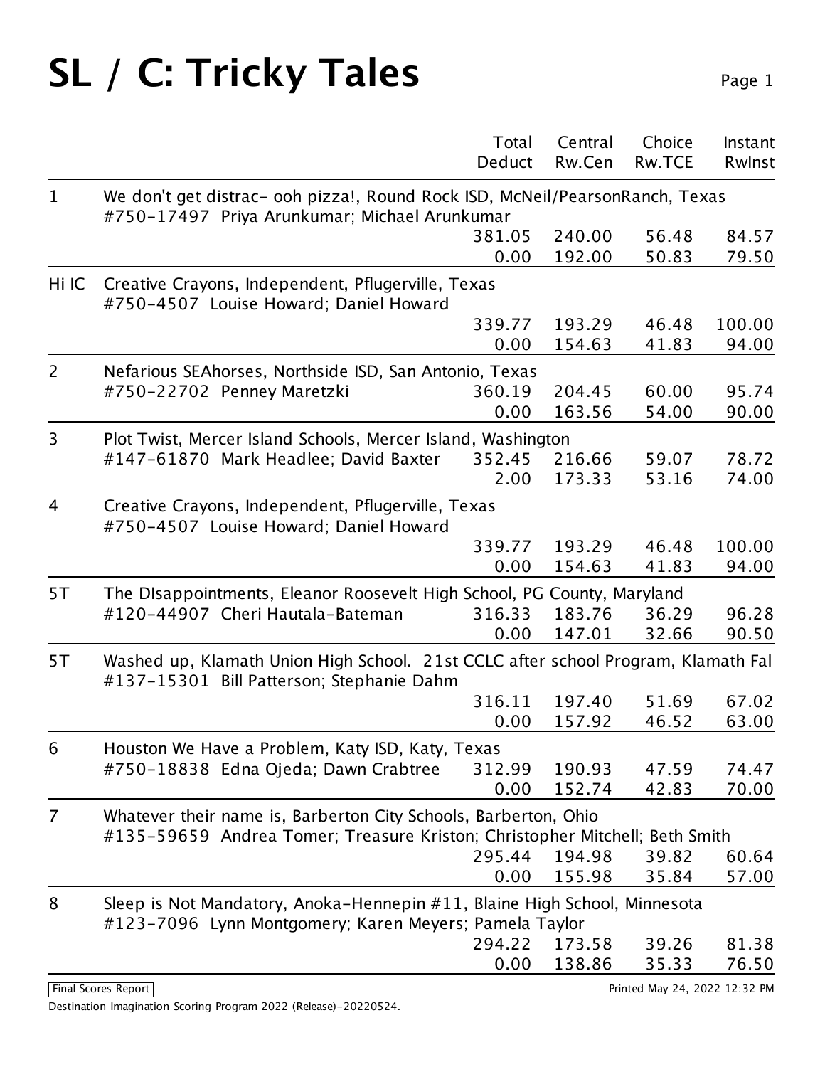# SL / C: Tricky Tales

| | | Total Deduct | Central Rw.Cen | Choice Rw.TCE | Instant RwInst |
|---|---|---|---|---|---|
| 1 | We don't get distrac- ooh pizza!, Round Rock ISD, McNeil/PearsonRanch, Texas #750-17497 Priya Arunkumar; Michael Arunkumar | 381.05 | 240.00 | 56.48 | 84.57 |
| | | 0.00 | 192.00 | 50.83 | 79.50 |
| Hi IC | Creative Crayons, Independent, Pflugerville, Texas #750-4507 Louise Howard; Daniel Howard | 339.77 | 193.29 | 46.48 | 100.00 |
| | | 0.00 | 154.63 | 41.83 | 94.00 |
| 2 | Nefarious SEAhorses, Northside ISD, San Antonio, Texas #750-22702 Penney Maretzki | 360.19 | 204.45 | 60.00 | 95.74 |
| | | 0.00 | 163.56 | 54.00 | 90.00 |
| 3 | Plot Twist, Mercer Island Schools, Mercer Island, Washington #147-61870 Mark Headlee; David Baxter | 352.45 | 216.66 | 59.07 | 78.72 |
| | | 2.00 | 173.33 | 53.16 | 74.00 |
| 4 | Creative Crayons, Independent, Pflugerville, Texas #750-4507 Louise Howard; Daniel Howard | 339.77 | 193.29 | 46.48 | 100.00 |
| | | 0.00 | 154.63 | 41.83 | 94.00 |
| 5T | The DIsappointments, Eleanor Roosevelt High School, PG County, Maryland #120-44907 Cheri Hautala-Bateman | 316.33 | 183.76 | 36.29 | 96.28 |
| | | 0.00 | 147.01 | 32.66 | 90.50 |
| 5T | Washed up, Klamath Union High School. 21st CCLC after school Program, Klamath Fal #137-15301 Bill Patterson; Stephanie Dahm | 316.11 | 197.40 | 51.69 | 67.02 |
| | | 0.00 | 157.92 | 46.52 | 63.00 |
| 6 | Houston We Have a Problem, Katy ISD, Katy, Texas #750-18838 Edna Ojeda; Dawn Crabtree | 312.99 | 190.93 | 47.59 | 74.47 |
| | | 0.00 | 152.74 | 42.83 | 70.00 |
| 7 | Whatever their name is, Barberton City Schools, Barberton, Ohio #135-59659 Andrea Tomer; Treasure Kriston; Christopher Mitchell; Beth Smith | 295.44 | 194.98 | 39.82 | 60.64 |
| | | 0.00 | 155.98 | 35.84 | 57.00 |
| 8 | Sleep is Not Mandatory, Anoka-Hennepin #11, Blaine High School, Minnesota #123-7096 Lynn Montgomery; Karen Meyers; Pamela Taylor | 294.22 | 173.58 | 39.26 | 81.38 |
| | | 0.00 | 138.86 | 35.33 | 76.50 |

Final Scores Report

Printed May 24, 2022 12:32 PM

Destination Imagination Scoring Program 2022 (Release)-20220524.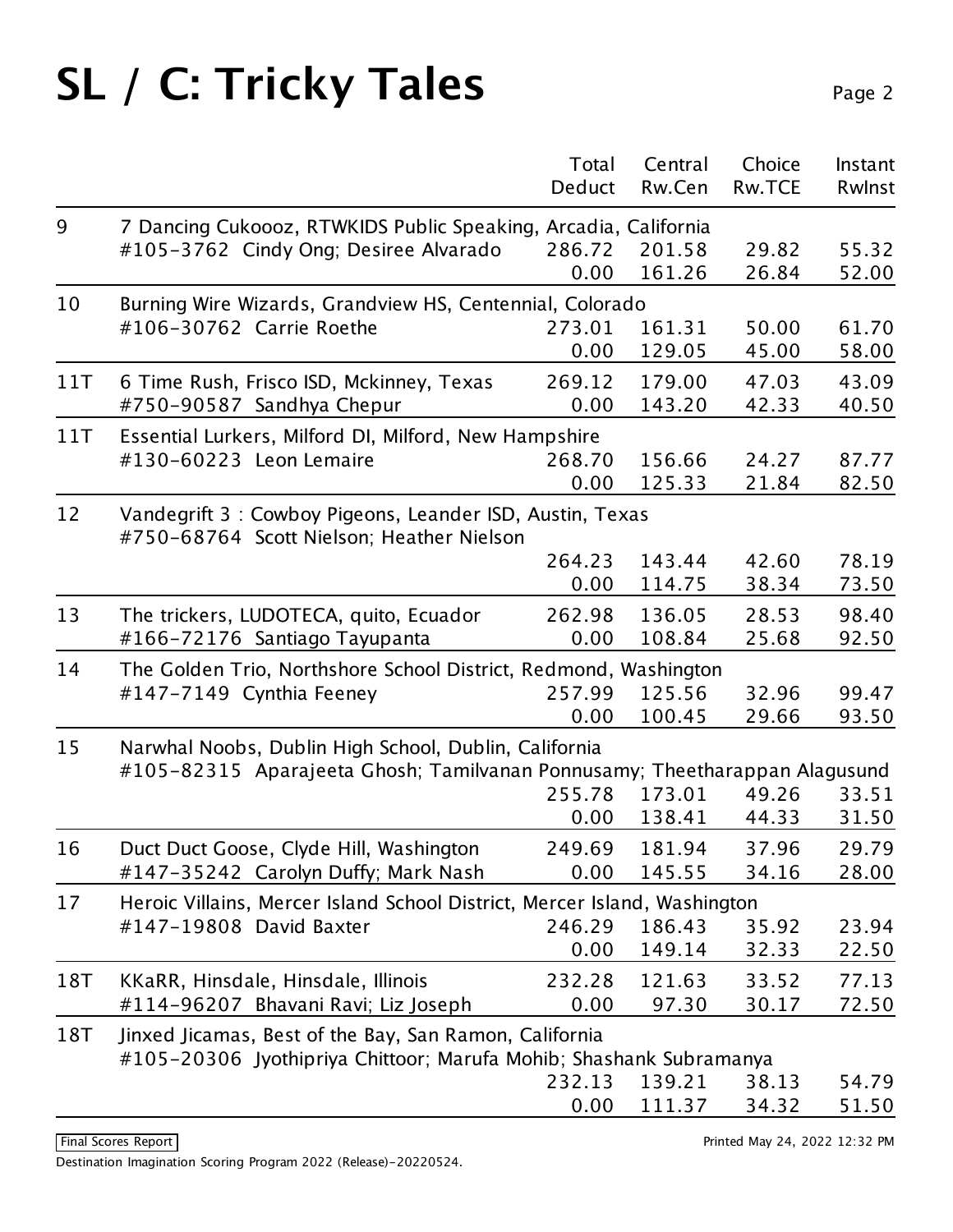# SL / C: Tricky Tales

| Rank | Team | Total Deduct | Central Rw.Cen | Choice Rw.TCE | Instant RwInst |
|---|---|---|---|---|---|
| 9 | 7 Dancing Cukoooz, RTWKIDS Public Speaking, Arcadia, California<br>#105-3762 Cindy Ong; Desiree Alvarado | 286.72<br>0.00 | 201.58<br>161.26 | 29.82<br>26.84 | 55.32<br>52.00 |
| 10 | Burning Wire Wizards, Grandview HS, Centennial, Colorado<br>#106-30762 Carrie Roethe | 273.01<br>0.00 | 161.31<br>129.05 | 50.00<br>45.00 | 61.70<br>58.00 |
| 11T | 6 Time Rush, Frisco ISD, Mckinney, Texas<br>#750-90587 Sandhya Chepur | 269.12<br>0.00 | 179.00<br>143.20 | 47.03<br>42.33 | 43.09<br>40.50 |
| 11T | Essential Lurkers, Milford DI, Milford, New Hampshire<br>#130-60223 Leon Lemaire | 268.70<br>0.00 | 156.66<br>125.33 | 24.27<br>21.84 | 87.77<br>82.50 |
| 12 | Vandegrift 3 : Cowboy Pigeons, Leander ISD, Austin, Texas<br>#750-68764 Scott Nielson; Heather Nielson | 264.23<br>0.00 | 143.44<br>114.75 | 42.60<br>38.34 | 78.19<br>73.50 |
| 13 | The trickers, LUDOTECA, quito, Ecuador<br>#166-72176 Santiago Tayupanta | 262.98<br>0.00 | 136.05<br>108.84 | 28.53<br>25.68 | 98.40<br>92.50 |
| 14 | The Golden Trio, Northshore School District, Redmond, Washington<br>#147-7149 Cynthia Feeney | 257.99<br>0.00 | 125.56<br>100.45 | 32.96<br>29.66 | 99.47<br>93.50 |
| 15 | Narwhal Noobs, Dublin High School, Dublin, California<br>#105-82315 Aparajeeta Ghosh; Tamilvanan Ponnusamy; Theetharappan Alagusund | 255.78<br>0.00 | 173.01<br>138.41 | 49.26<br>44.33 | 33.51<br>31.50 |
| 16 | Duct Duct Goose, Clyde Hill, Washington<br>#147-35242 Carolyn Duffy; Mark Nash | 249.69<br>0.00 | 181.94<br>145.55 | 37.96<br>34.16 | 29.79<br>28.00 |
| 17 | Heroic Villains, Mercer Island School District, Mercer Island, Washington<br>#147-19808 David Baxter | 246.29<br>0.00 | 186.43<br>149.14 | 35.92<br>32.33 | 23.94<br>22.50 |
| 18T | KKaRR, Hinsdale, Hinsdale, Illinois<br>#114-96207 Bhavani Ravi; Liz Joseph | 232.28<br>0.00 | 121.63<br>97.30 | 33.52<br>30.17 | 77.13<br>72.50 |
| 18T | Jinxed Jicamas, Best of the Bay, San Ramon, California<br>#105-20306 Jyothipriya Chittoor; Marufa Mohib; Shashank Subramanya | 232.13<br>0.00 | 139.21<br>111.37 | 38.13<br>34.32 | 54.79<br>51.50 |

Final Scores Report

Printed May 24, 2022 12:32 PM

Destination Imagination Scoring Program 2022 (Release)-20220524.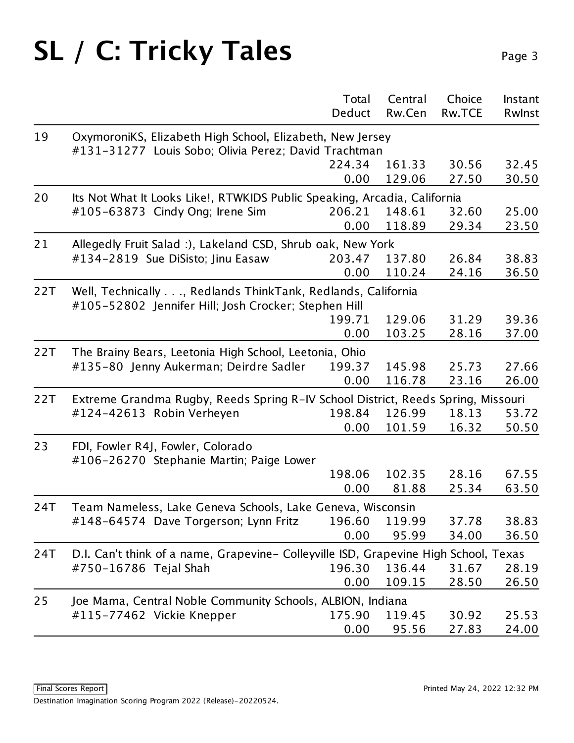# SL / C: Tricky Tales

| Rank | Team | Total / Deduct | Central Rw.Cen | Choice Rw.TCE | Instant RwInst |
|---|---|---|---|---|---|
| 19 | OxymoroniKS, Elizabeth High School, Elizabeth, New Jersey<br>#131-31277 Louis Sobo; Olivia Perez; David Trachtman | 224.34 | 161.33 | 30.56 | 32.45 |
| | | 0.00 | 129.06 | 27.50 | 30.50 |
| 20 | Its Not What It Looks Like!, RTWKIDS Public Speaking, Arcadia, California<br>#105-63873 Cindy Ong; Irene Sim | 206.21 | 148.61 | 32.60 | 25.00 |
| | | 0.00 | 118.89 | 29.34 | 23.50 |
| 21 | Allegedly Fruit Salad :), Lakeland CSD, Shrub oak, New York<br>#134-2819 Sue DiSisto; Jinu Easaw | 203.47 | 137.80 | 26.84 | 38.83 |
| | | 0.00 | 110.24 | 24.16 | 36.50 |
| 22T | Well, Technically . . ., Redlands ThinkTank, Redlands, California<br>#105-52802 Jennifer Hill; Josh Crocker; Stephen Hill | 199.71 | 129.06 | 31.29 | 39.36 |
| | | 0.00 | 103.25 | 28.16 | 37.00 |
| 22T | The Brainy Bears, Leetonia High School, Leetonia, Ohio<br>#135-80 Jenny Aukerman; Deirdre Sadler | 199.37 | 145.98 | 25.73 | 27.66 |
| | | 0.00 | 116.78 | 23.16 | 26.00 |
| 22T | Extreme Grandma Rugby, Reeds Spring R-IV School District, Reeds Spring, Missouri<br>#124-42613 Robin Verheyen | 198.84 | 126.99 | 18.13 | 53.72 |
| | | 0.00 | 101.59 | 16.32 | 50.50 |
| 23 | FDI, Fowler R4J, Fowler, Colorado<br>#106-26270 Stephanie Martin; Paige Lower | 198.06 | 102.35 | 28.16 | 67.55 |
| | | 0.00 | 81.88 | 25.34 | 63.50 |
| 24T | Team Nameless, Lake Geneva Schools, Lake Geneva, Wisconsin<br>#148-64574 Dave Torgerson; Lynn Fritz | 196.60 | 119.99 | 37.78 | 38.83 |
| | | 0.00 | 95.99 | 34.00 | 36.50 |
| 24T | D.I. Can't think of a name, Grapevine- Colleyville ISD, Grapevine High School, Texas<br>#750-16786 Tejal Shah | 196.30 | 136.44 | 31.67 | 28.19 |
| | | 0.00 | 109.15 | 28.50 | 26.50 |
| 25 | Joe Mama, Central Noble Community Schools, ALBION, Indiana<br>#115-77462 Vickie Knepper | 175.90 | 119.45 | 30.92 | 25.53 |
| | | 0.00 | 95.56 | 27.83 | 24.00 |

Final Scores Report

Destination Imagination Scoring Program 2022 (Release)-20220524.

Printed May 24, 2022 12:32 PM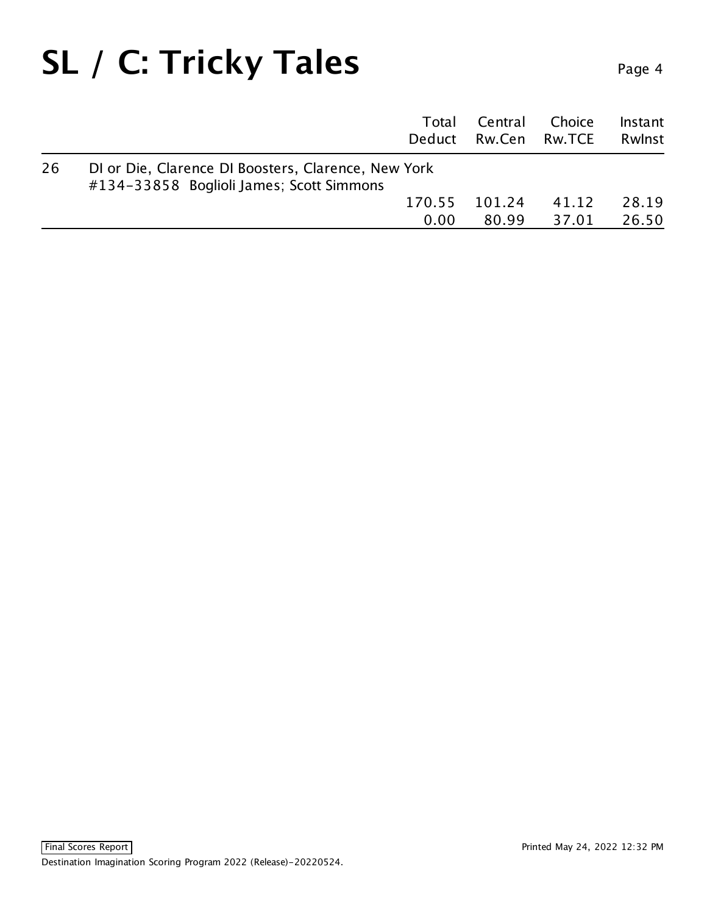# SL / C: Tricky Tales

| | | Total Deduct | Central Rw.Cen | Choice Rw.TCE | Instant RwInst |
|---|---|---|---|---|---|
| 26 | DI or Die, Clarence DI Boosters, Clarence, New York #134-33858 Boglioli James; Scott Simmons | 170.55 | 101.24 | 41.12 | 28.19 |
| | | 0.00 | 80.99 | 37.01 | 26.50 |

Final Scores Report

Printed May 24, 2022 12:32 PM

Destination Imagination Scoring Program 2022 (Release)-20220524.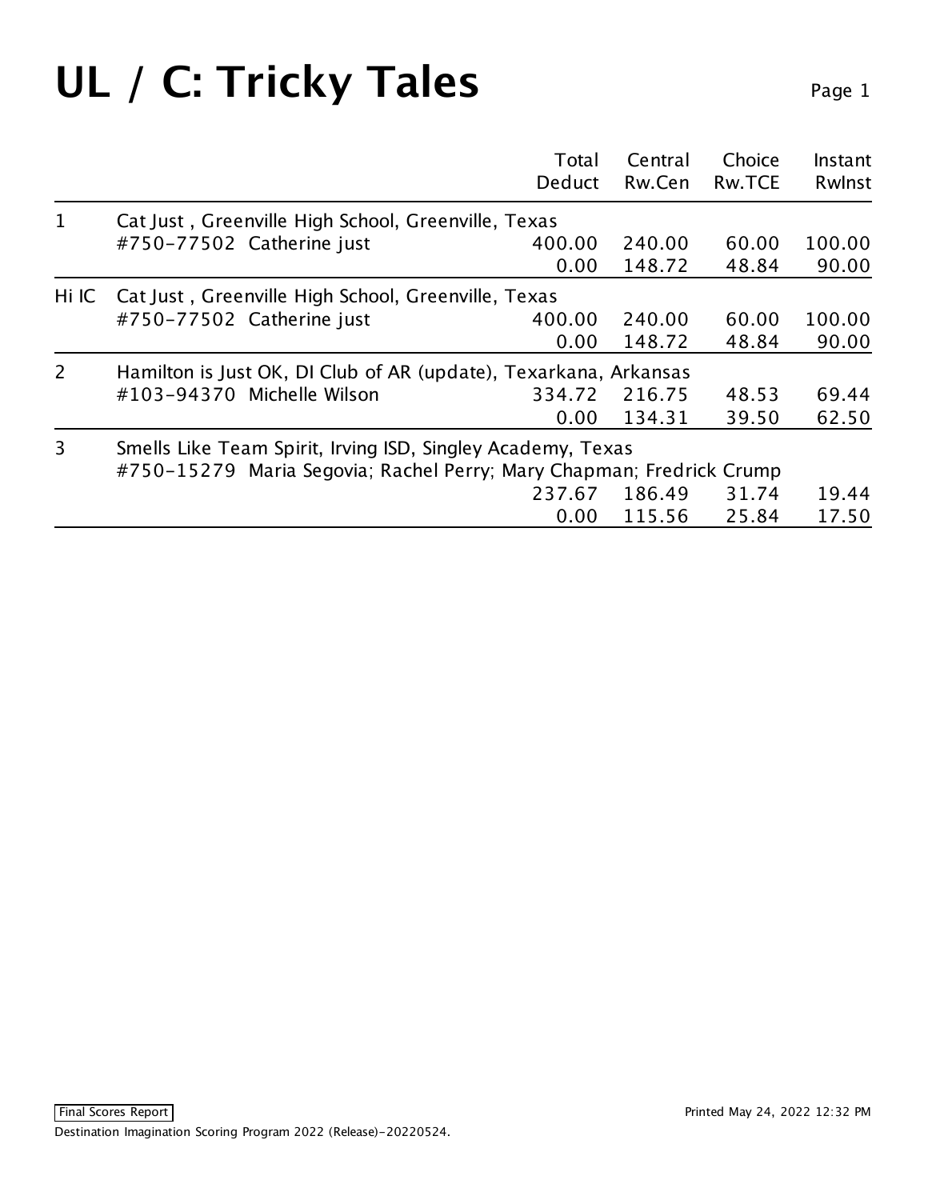# UL / C: Tricky Tales

| | | Total Deduct | Central Rw.Cen | Choice Rw.TCE | Instant RwInst |
|---|---|---|---|---|---|
| 1 | Cat Just , Greenville High School, Greenville, Texas | | | | |
| | #750-77502 Catherine just | 400.00 | 240.00 | 60.00 | 100.00 |
| | | 0.00 | 148.72 | 48.84 | 90.00 |
| Hi IC | Cat Just , Greenville High School, Greenville, Texas | | | | |
| | #750-77502 Catherine just | 400.00 | 240.00 | 60.00 | 100.00 |
| | | 0.00 | 148.72 | 48.84 | 90.00 |
| 2 | Hamilton is Just OK, DI Club of AR (update), Texarkana, Arkansas | | | | |
| | #103-94370 Michelle Wilson | 334.72 | 216.75 | 48.53 | 69.44 |
| | | 0.00 | 134.31 | 39.50 | 62.50 |
| 3 | Smells Like Team Spirit, Irving ISD, Singley Academy, Texas | | | | |
| | #750-15279 Maria Segovia; Rachel Perry; Mary Chapman; Fredrick Crump | | | | |
| | | 237.67 | 186.49 | 31.74 | 19.44 |
| | | 0.00 | 115.56 | 25.84 | 17.50 |

Final Scores Report

Printed May 24, 2022 12:32 PM

Destination Imagination Scoring Program 2022 (Release)-20220524.